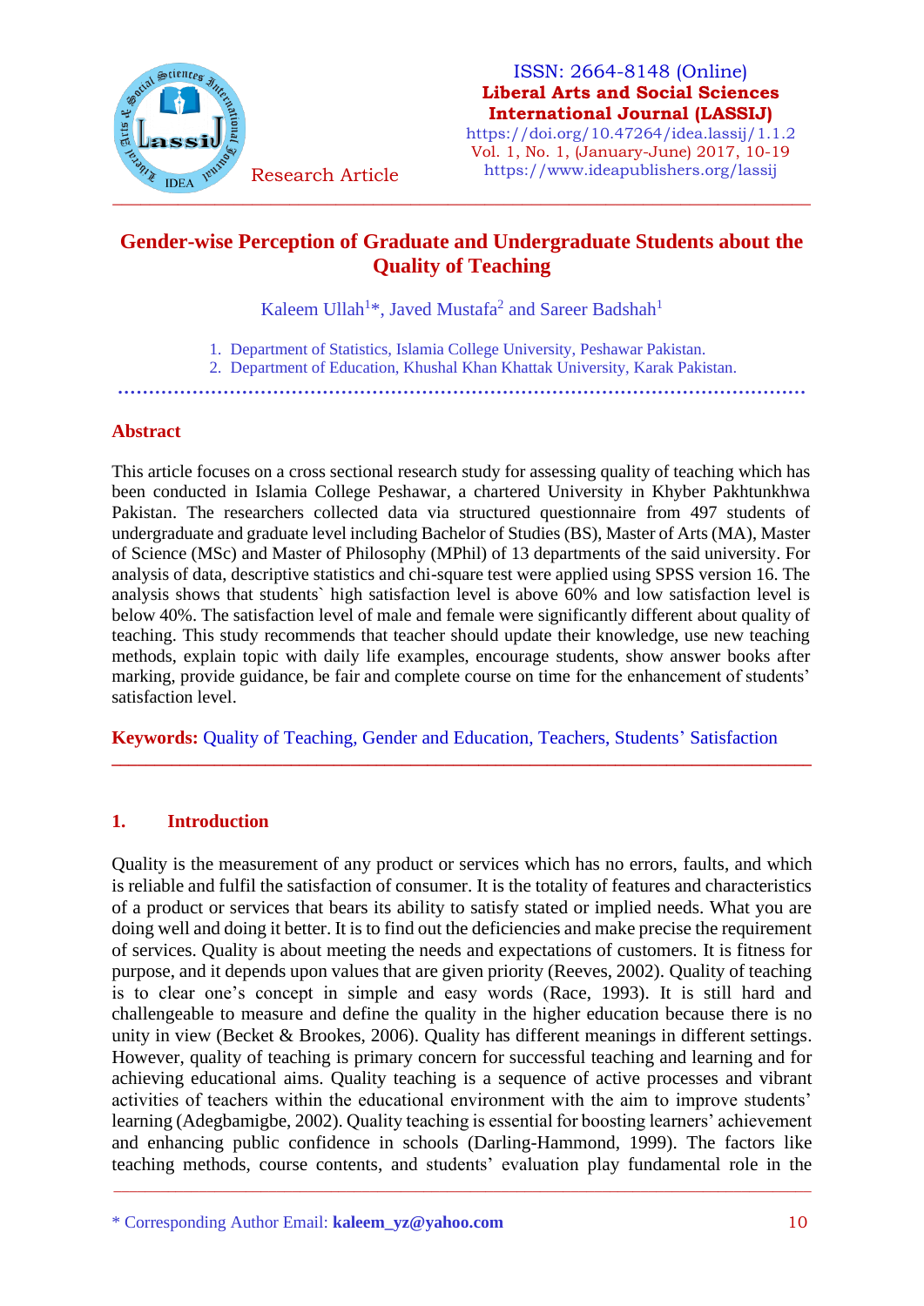# Gender-wise Perception of Graduate and Undergraduate Students about the Quality of Teaching

Kaleem Ullah[1]*, Javed Mustafa[2] and Sareer Badshah[1]

1. Department of Statistics, Islamia College University, Peshawar Pakistan.
2. Department of Education, Khushal Khan Khattak University, Karak Pakistan.

## Abstract

This article focuses on a cross sectional research study for assessing quality of teaching which has been conducted in Islamia College Peshawar, a chartered University in Khyber Pakhtunkhwa Pakistan. The researchers collected data via structured questionnaire from 497 students of undergraduate and graduate level including Bachelor of Studies (BS), Master of Arts (MA), Master of Science (MSc) and Master of Philosophy (MPhil) of 13 departments of the said university. For analysis of data, descriptive statistics and chi-square test were applied using SPSS version 16. The analysis shows that students` high satisfaction level is above 60% and low satisfaction level is below 40%. The satisfaction level of male and female were significantly different about quality of teaching. This study recommends that teacher should update their knowledge, use new teaching methods, explain topic with daily life examples, encourage students, show answer books after marking, provide guidance, be fair and complete course on time for the enhancement of students' satisfaction level.

**Keywords:** Quality of Teaching, Gender and Education, Teachers, Students' Satisfaction

## 1. Introduction

Quality is the measurement of any product or services which has no errors, faults, and which is reliable and fulfil the satisfaction of consumer. It is the totality of features and characteristics of a product or services that bears its ability to satisfy stated or implied needs. What you are doing well and doing it better. It is to find out the deficiencies and make precise the requirement of services. Quality is about meeting the needs and expectations of customers. It is fitness for purpose, and it depends upon values that are given priority (Reeves, 2002). Quality of teaching is to clear one's concept in simple and easy words (Race, 1993). It is still hard and challengeable to measure and define the quality in the higher education because there is no unity in view (Becket & Brookes, 2006). Quality has different meanings in different settings. However, quality of teaching is primary concern for successful teaching and learning and for achieving educational aims. Quality teaching is a sequence of active processes and vibrant activities of teachers within the educational environment with the aim to improve students' learning (Adegbamigbe, 2002). Quality teaching is essential for boosting learners' achievement and enhancing public confidence in schools (Darling-Hammond, 1999). The factors like teaching methods, course contents, and students' evaluation play fundamental role in the

* Corresponding Author Email: kaleem_yz@yahoo.com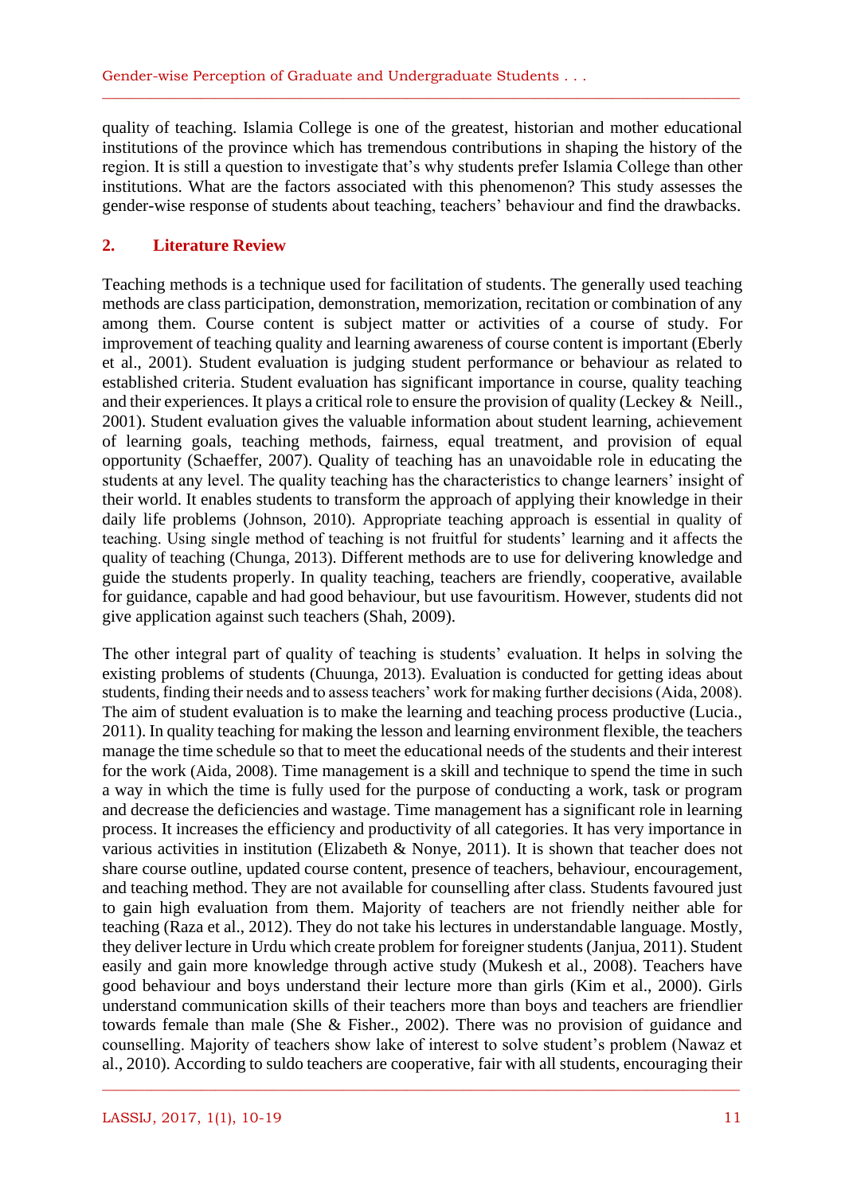quality of teaching. Islamia College is one of the greatest, historian and mother educational institutions of the province which has tremendous contributions in shaping the history of the region. It is still a question to investigate that's why students prefer Islamia College than other institutions. What are the factors associated with this phenomenon? This study assesses the gender-wise response of students about teaching, teachers' behaviour and find the drawbacks.

## 2. Literature Review

Teaching methods is a technique used for facilitation of students. The generally used teaching methods are class participation, demonstration, memorization, recitation or combination of any among them. Course content is subject matter or activities of a course of study. For improvement of teaching quality and learning awareness of course content is important (Eberly et al., 2001). Student evaluation is judging student performance or behaviour as related to established criteria. Student evaluation has significant importance in course, quality teaching and their experiences. It plays a critical role to ensure the provision of quality (Leckey & Neill., 2001). Student evaluation gives the valuable information about student learning, achievement of learning goals, teaching methods, fairness, equal treatment, and provision of equal opportunity (Schaeffer, 2007). Quality of teaching has an unavoidable role in educating the students at any level. The quality teaching has the characteristics to change learners' insight of their world. It enables students to transform the approach of applying their knowledge in their daily life problems (Johnson, 2010). Appropriate teaching approach is essential in quality of teaching. Using single method of teaching is not fruitful for students' learning and it affects the quality of teaching (Chunga, 2013). Different methods are to use for delivering knowledge and guide the students properly. In quality teaching, teachers are friendly, cooperative, available for guidance, capable and had good behaviour, but use favouritism. However, students did not give application against such teachers (Shah, 2009).

The other integral part of quality of teaching is students' evaluation. It helps in solving the existing problems of students (Chuunga, 2013). Evaluation is conducted for getting ideas about students, finding their needs and to assess teachers' work for making further decisions (Aida, 2008). The aim of student evaluation is to make the learning and teaching process productive (Lucia., 2011). In quality teaching for making the lesson and learning environment flexible, the teachers manage the time schedule so that to meet the educational needs of the students and their interest for the work (Aida, 2008). Time management is a skill and technique to spend the time in such a way in which the time is fully used for the purpose of conducting a work, task or program and decrease the deficiencies and wastage. Time management has a significant role in learning process. It increases the efficiency and productivity of all categories. It has very importance in various activities in institution (Elizabeth & Nonye, 2011). It is shown that teacher does not share course outline, updated course content, presence of teachers, behaviour, encouragement, and teaching method. They are not available for counselling after class. Students favoured just to gain high evaluation from them. Majority of teachers are not friendly neither able for teaching (Raza et al., 2012). They do not take his lectures in understandable language. Mostly, they deliver lecture in Urdu which create problem for foreigner students (Janjua, 2011). Student easily and gain more knowledge through active study (Mukesh et al., 2008). Teachers have good behaviour and boys understand their lecture more than girls (Kim et al., 2000). Girls understand communication skills of their teachers more than boys and teachers are friendlier towards female than male (She & Fisher., 2002). There was no provision of guidance and counselling. Majority of teachers show lake of interest to solve student's problem (Nawaz et al., 2010). According to suldo teachers are cooperative, fair with all students, encouraging their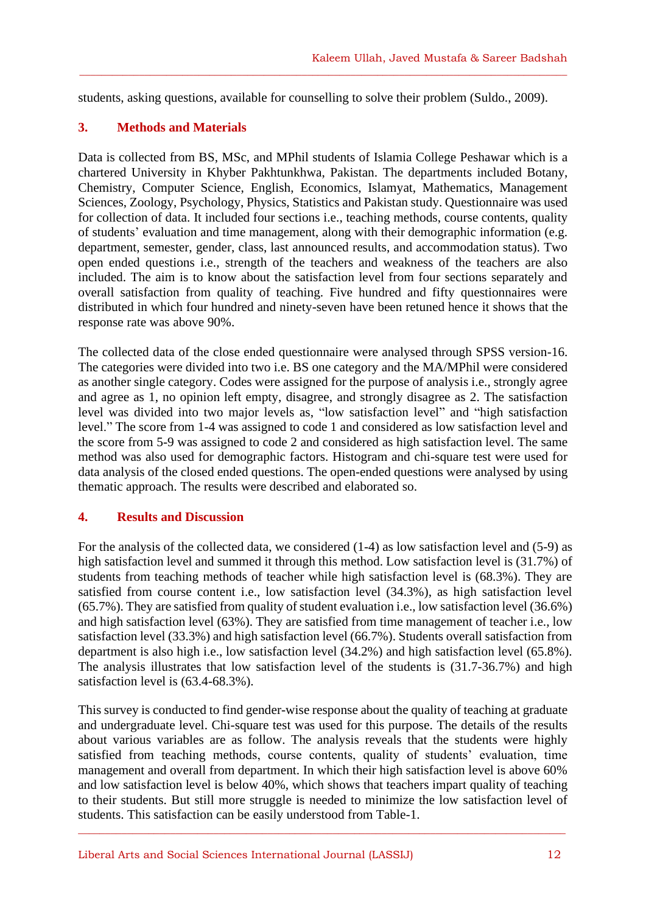students, asking questions, available for counselling to solve their problem (Suldo., 2009).

## 3. Methods and Materials

Data is collected from BS, MSc, and MPhil students of Islamia College Peshawar which is a chartered University in Khyber Pakhtunkhwa, Pakistan. The departments included Botany, Chemistry, Computer Science, English, Economics, Islamyat, Mathematics, Management Sciences, Zoology, Psychology, Physics, Statistics and Pakistan study. Questionnaire was used for collection of data. It included four sections i.e., teaching methods, course contents, quality of students' evaluation and time management, along with their demographic information (e.g. department, semester, gender, class, last announced results, and accommodation status). Two open ended questions i.e., strength of the teachers and weakness of the teachers are also included. The aim is to know about the satisfaction level from four sections separately and overall satisfaction from quality of teaching. Five hundred and fifty questionnaires were distributed in which four hundred and ninety-seven have been retuned hence it shows that the response rate was above 90%.

The collected data of the close ended questionnaire were analysed through SPSS version-16. The categories were divided into two i.e. BS one category and the MA/MPhil were considered as another single category. Codes were assigned for the purpose of analysis i.e., strongly agree and agree as 1, no opinion left empty, disagree, and strongly disagree as 2. The satisfaction level was divided into two major levels as, "low satisfaction level" and "high satisfaction level." The score from 1-4 was assigned to code 1 and considered as low satisfaction level and the score from 5-9 was assigned to code 2 and considered as high satisfaction level. The same method was also used for demographic factors. Histogram and chi-square test were used for data analysis of the closed ended questions. The open-ended questions were analysed by using thematic approach. The results were described and elaborated so.

## 4. Results and Discussion

For the analysis of the collected data, we considered (1-4) as low satisfaction level and (5-9) as high satisfaction level and summed it through this method. Low satisfaction level is (31.7%) of students from teaching methods of teacher while high satisfaction level is (68.3%). They are satisfied from course content i.e., low satisfaction level (34.3%), as high satisfaction level (65.7%). They are satisfied from quality of student evaluation i.e., low satisfaction level (36.6%) and high satisfaction level (63%). They are satisfied from time management of teacher i.e., low satisfaction level (33.3%) and high satisfaction level (66.7%). Students overall satisfaction from department is also high i.e., low satisfaction level (34.2%) and high satisfaction level (65.8%). The analysis illustrates that low satisfaction level of the students is (31.7-36.7%) and high satisfaction level is (63.4-68.3%).

This survey is conducted to find gender-wise response about the quality of teaching at graduate and undergraduate level. Chi-square test was used for this purpose. The details of the results about various variables are as follow. The analysis reveals that the students were highly satisfied from teaching methods, course contents, quality of students' evaluation, time management and overall from department. In which their high satisfaction level is above 60% and low satisfaction level is below 40%, which shows that teachers impart quality of teaching to their students. But still more struggle is needed to minimize the low satisfaction level of students. This satisfaction can be easily understood from Table-1.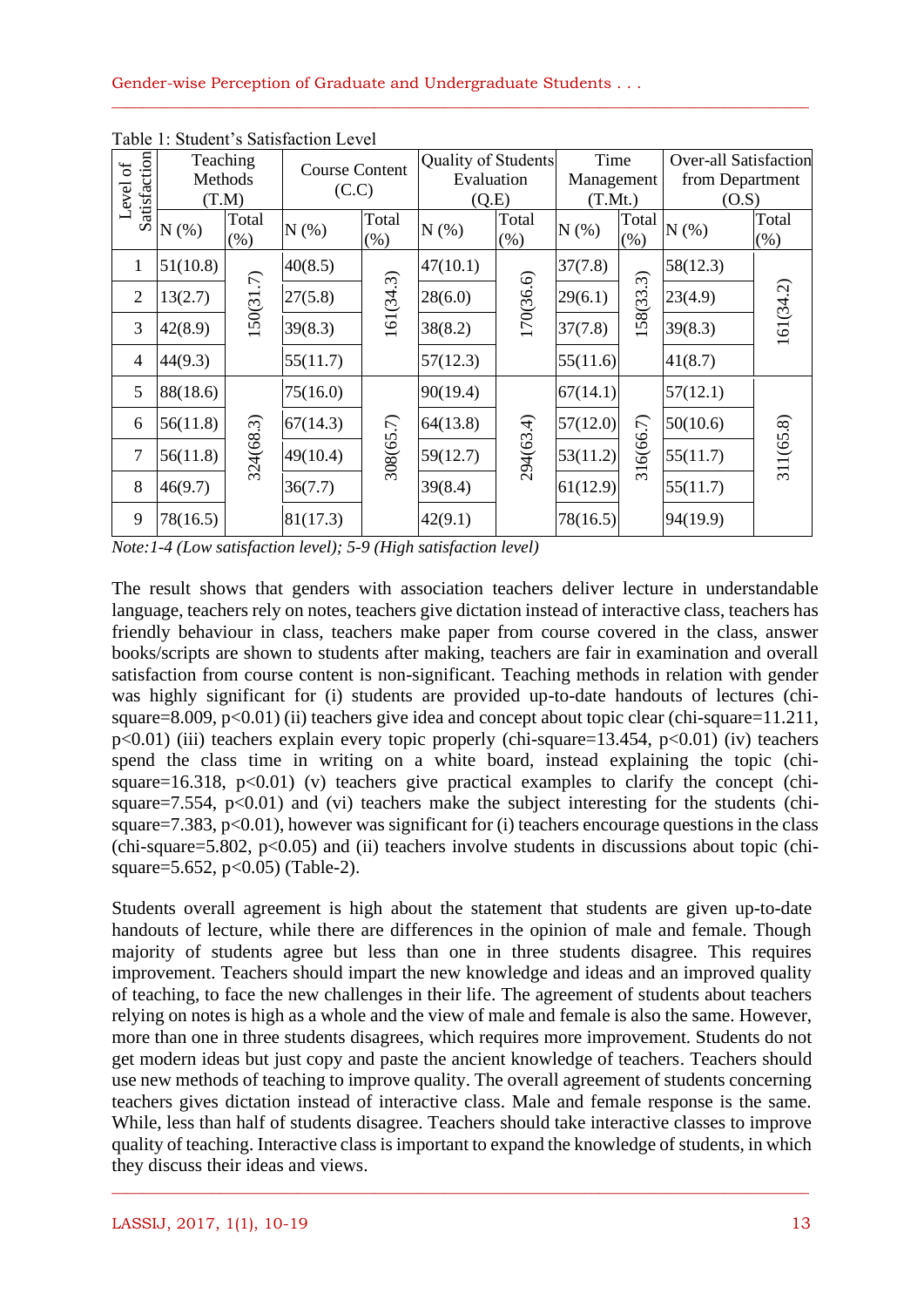Table 1: Student's Satisfaction Level

| Level of Satisfaction | Teaching Methods (T.M) | | Course Content (C.C) | | Quality of Students Evaluation (Q.E) | | Time Management (T.Mt.) | | Over-all Satisfaction from Department (O.S) | |
|---|---|---|---|---|---|---|---|---|---|---|
| | N (%) | Total (%) | N (%) | Total (%) | N (%) | Total (%) | N (%) | Total (%) | N (%) | Total (%) |
| 1 | 51(10.8) | 150(31.7) | 40(8.5) | 161(34.3) | 47(10.1) | 170(36.6) | 37(7.8) | 158(33.3) | 58(12.3) | 161(34.2) |
| 2 | 13(2.7) | | 27(5.8) | | 28(6.0) | | 29(6.1) | | 23(4.9) | |
| 3 | 42(8.9) | | 39(8.3) | | 38(8.2) | | 37(7.8) | | 39(8.3) | |
| 4 | 44(9.3) | | 55(11.7) | | 57(12.3) | | 55(11.6) | | 41(8.7) | |
| 5 | 88(18.6) | 324(68.3) | 75(16.0) | 308(65.7) | 90(19.4) | 294(63.4) | 67(14.1) | 316(66.7) | 57(12.1) | 311(65.8) |
| 6 | 56(11.8) | | 67(14.3) | | 64(13.8) | | 57(12.0) | | 50(10.6) | |
| 7 | 56(11.8) | | 49(10.4) | | 59(12.7) | | 53(11.2) | | 55(11.7) | |
| 8 | 46(9.7) | | 36(7.7) | | 39(8.4) | | 61(12.9) | | 55(11.7) | |
| 9 | 78(16.5) | | 81(17.3) | | 42(9.1) | | 78(16.5) | | 94(19.9) | |

*Note:1-4 (Low satisfaction level); 5-9 (High satisfaction level)*

The result shows that genders with association teachers deliver lecture in understandable language, teachers rely on notes, teachers give dictation instead of interactive class, teachers has friendly behaviour in class, teachers make paper from course covered in the class, answer books/scripts are shown to students after making, teachers are fair in examination and overall satisfaction from course content is non-significant. Teaching methods in relation with gender was highly significant for (i) students are provided up-to-date handouts of lectures (chi-square=8.009, $p<0.01$) (ii) teachers give idea and concept about topic clear (chi-square=11.211, $p<0.01$) (iii) teachers explain every topic properly (chi-square=13.454, $p<0.01$) (iv) teachers spend the class time in writing on a white board, instead explaining the topic (chi-square=16.318, $p<0.01$) (v) teachers give practical examples to clarify the concept (chi-square=7.554, $p<0.01$) and (vi) teachers make the subject interesting for the students (chi-square=7.383, $p<0.01$), however was significant for (i) teachers encourage questions in the class (chi-square=5.802, $p<0.05$) and (ii) teachers involve students in discussions about topic (chi-square=5.652, $p<0.05$) (Table-2).

Students overall agreement is high about the statement that students are given up-to-date handouts of lecture, while there are differences in the opinion of male and female. Though majority of students agree but less than one in three students disagree. This requires improvement. Teachers should impart the new knowledge and ideas and an improved quality of teaching, to face the new challenges in their life. The agreement of students about teachers relying on notes is high as a whole and the view of male and female is also the same. However, more than one in three students disagrees, which requires more improvement. Students do not get modern ideas but just copy and paste the ancient knowledge of teachers. Teachers should use new methods of teaching to improve quality. The overall agreement of students concerning teachers gives dictation instead of interactive class. Male and female response is the same. While, less than half of students disagree. Teachers should take interactive classes to improve quality of teaching. Interactive class is important to expand the knowledge of students, in which they discuss their ideas and views.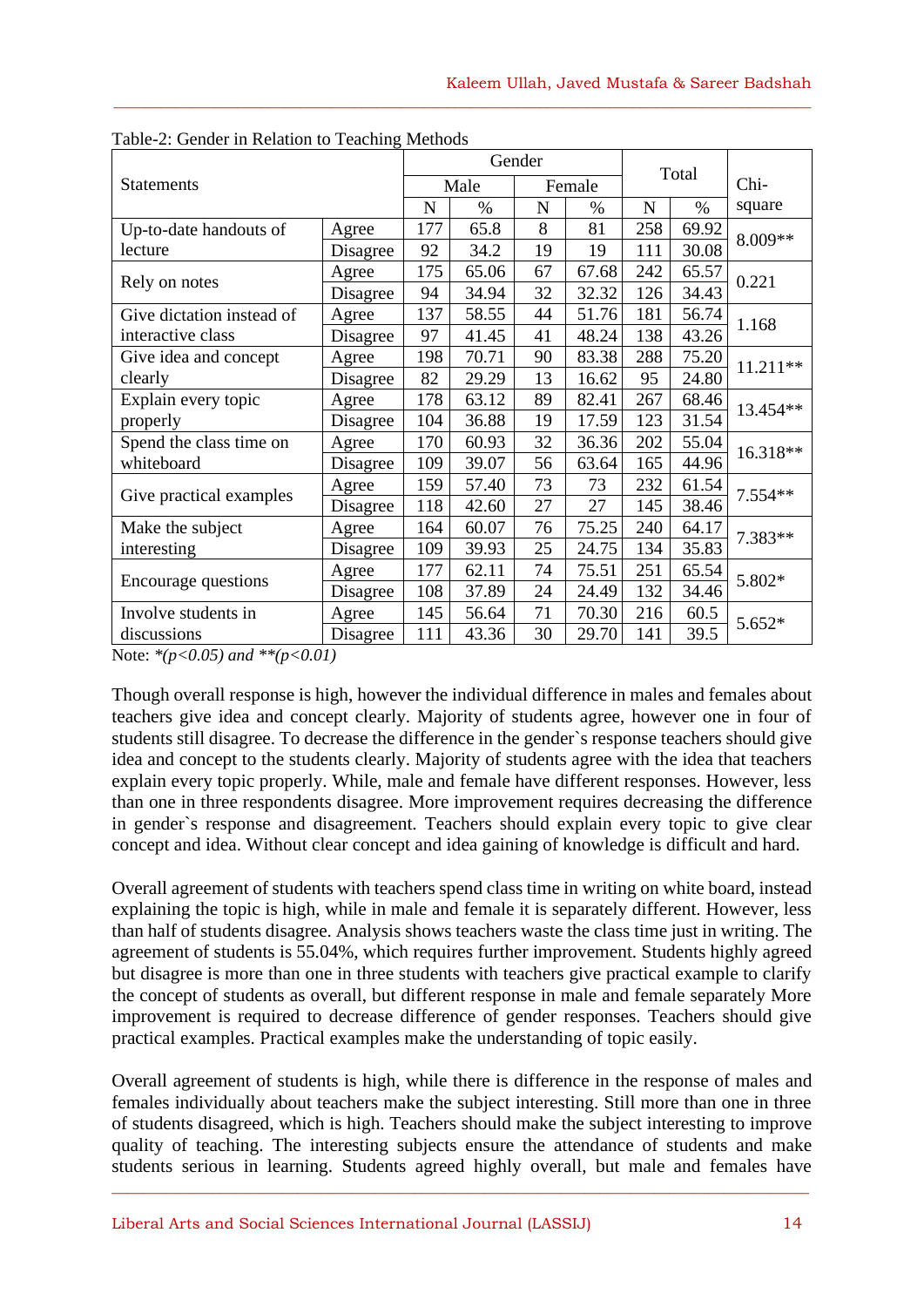Table-2: Gender in Relation to Teaching Methods

| Statements | | Gender | | | | Total | | Chi-square |
|---|---|---|---|---|---|---|---|---|
| | | Male | | Female | | | | |
| | | N | % | N | % | N | % | |
| Up-to-date handouts of lecture | Agree | 177 | 65.8 | 8 | 81 | 258 | 69.92 | 8.009** |
| | Disagree | 92 | 34.2 | 19 | 19 | 111 | 30.08 | |
| Rely on notes | Agree | 175 | 65.06 | 67 | 67.68 | 242 | 65.57 | 0.221 |
| | Disagree | 94 | 34.94 | 32 | 32.32 | 126 | 34.43 | |
| Give dictation instead of interactive class | Agree | 137 | 58.55 | 44 | 51.76 | 181 | 56.74 | 1.168 |
| | Disagree | 97 | 41.45 | 41 | 48.24 | 138 | 43.26 | |
| Give idea and concept clearly | Agree | 198 | 70.71 | 90 | 83.38 | 288 | 75.20 | 11.211** |
| | Disagree | 82 | 29.29 | 13 | 16.62 | 95 | 24.80 | |
| Explain every topic properly | Agree | 178 | 63.12 | 89 | 82.41 | 267 | 68.46 | 13.454** |
| | Disagree | 104 | 36.88 | 19 | 17.59 | 123 | 31.54 | |
| Spend the class time on whiteboard | Agree | 170 | 60.93 | 32 | 36.36 | 202 | 55.04 | 16.318** |
| | Disagree | 109 | 39.07 | 56 | 63.64 | 165 | 44.96 | |
| Give practical examples | Agree | 159 | 57.40 | 73 | 73 | 232 | 61.54 | 7.554** |
| | Disagree | 118 | 42.60 | 27 | 27 | 145 | 38.46 | |
| Make the subject interesting | Agree | 164 | 60.07 | 76 | 75.25 | 240 | 64.17 | 7.383** |
| | Disagree | 109 | 39.93 | 25 | 24.75 | 134 | 35.83 | |
| Encourage questions | Agree | 177 | 62.11 | 74 | 75.51 | 251 | 65.54 | 5.802* |
| | Disagree | 108 | 37.89 | 24 | 24.49 | 132 | 34.46 | |
| Involve students in discussions | Agree | 145 | 56.64 | 71 | 70.30 | 216 | 60.5 | 5.652* |
| | Disagree | 111 | 43.36 | 30 | 29.70 | 141 | 39.5 | |

Note: *\*(p<0.05) and \*\*(p<0.01)*

Though overall response is high, however the individual difference in males and females about teachers give idea and concept clearly. Majority of students agree, however one in four of students still disagree. To decrease the difference in the gender`s response teachers should give idea and concept to the students clearly. Majority of students agree with the idea that teachers explain every topic properly. While, male and female have different responses. However, less than one in three respondents disagree. More improvement requires decreasing the difference in gender`s response and disagreement. Teachers should explain every topic to give clear concept and idea. Without clear concept and idea gaining of knowledge is difficult and hard.

Overall agreement of students with teachers spend class time in writing on white board, instead explaining the topic is high, while in male and female it is separately different. However, less than half of students disagree. Analysis shows teachers waste the class time just in writing. The agreement of students is 55.04%, which requires further improvement. Students highly agreed but disagree is more than one in three students with teachers give practical example to clarify the concept of students as overall, but different response in male and female separately More improvement is required to decrease difference of gender responses. Teachers should give practical examples. Practical examples make the understanding of topic easily.

Overall agreement of students is high, while there is difference in the response of males and females individually about teachers make the subject interesting. Still more than one in three of students disagreed, which is high. Teachers should make the subject interesting to improve quality of teaching. The interesting subjects ensure the attendance of students and make students serious in learning. Students agreed highly overall, but male and females have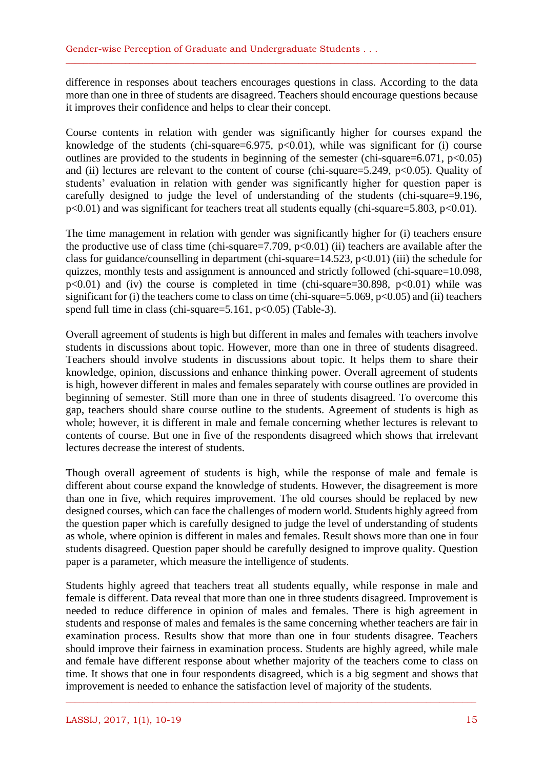difference in responses about teachers encourages questions in class. According to the data more than one in three of students are disagreed. Teachers should encourage questions because it improves their confidence and helps to clear their concept.

Course contents in relation with gender was significantly higher for courses expand the knowledge of the students (chi-square=6.975, $p<0.01$), while was significant for (i) course outlines are provided to the students in beginning of the semester (chi-square=6.071, $p<0.05$) and (ii) lectures are relevant to the content of course (chi-square=5.249, $p<0.05$). Quality of students' evaluation in relation with gender was significantly higher for question paper is carefully designed to judge the level of understanding of the students (chi-square=9.196, $p<0.01$) and was significant for teachers treat all students equally (chi-square=5.803, $p<0.01$).

The time management in relation with gender was significantly higher for (i) teachers ensure the productive use of class time (chi-square=7.709, $p<0.01$) (ii) teachers are available after the class for guidance/counselling in department (chi-square=14.523, $p<0.01$) (iii) the schedule for quizzes, monthly tests and assignment is announced and strictly followed (chi-square=10.098, $p<0.01$) and (iv) the course is completed in time (chi-square=30.898, $p<0.01$) while was significant for (i) the teachers come to class on time (chi-square=5.069, $p<0.05$) and (ii) teachers spend full time in class (chi-square=5.161, $p<0.05$) (Table-3).

Overall agreement of students is high but different in males and females with teachers involve students in discussions about topic. However, more than one in three of students disagreed. Teachers should involve students in discussions about topic. It helps them to share their knowledge, opinion, discussions and enhance thinking power. Overall agreement of students is high, however different in males and females separately with course outlines are provided in beginning of semester. Still more than one in three of students disagreed. To overcome this gap, teachers should share course outline to the students. Agreement of students is high as whole; however, it is different in male and female concerning whether lectures is relevant to contents of course. But one in five of the respondents disagreed which shows that irrelevant lectures decrease the interest of students.

Though overall agreement of students is high, while the response of male and female is different about course expand the knowledge of students. However, the disagreement is more than one in five, which requires improvement. The old courses should be replaced by new designed courses, which can face the challenges of modern world. Students highly agreed from the question paper which is carefully designed to judge the level of understanding of students as whole, where opinion is different in males and females. Result shows more than one in four students disagreed. Question paper should be carefully designed to improve quality. Question paper is a parameter, which measure the intelligence of students.

Students highly agreed that teachers treat all students equally, while response in male and female is different. Data reveal that more than one in three students disagreed. Improvement is needed to reduce difference in opinion of males and females. There is high agreement in students and response of males and females is the same concerning whether teachers are fair in examination process. Results show that more than one in four students disagree. Teachers should improve their fairness in examination process. Students are highly agreed, while male and female have different response about whether majority of the teachers come to class on time. It shows that one in four respondents disagreed, which is a big segment and shows that improvement is needed to enhance the satisfaction level of majority of the students.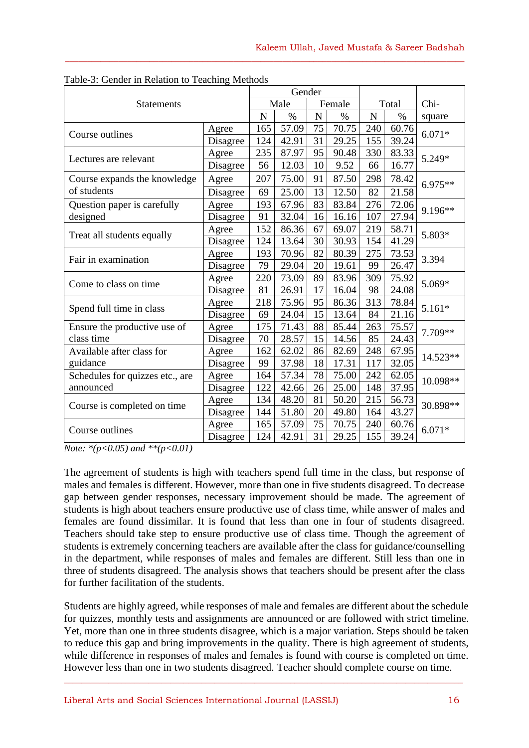Table-3: Gender in Relation to Teaching Methods

| Statements | | Gender | | | | Total | | Chi-square |
|---|---|---|---|---|---|---|---|---|
| | | Male | | Female | | | | |
| | | N | % | N | % | N | % | |
| Course outlines | Agree | 165 | 57.09 | 75 | 70.75 | 240 | 60.76 | 6.071* |
| | Disagree | 124 | 42.91 | 31 | 29.25 | 155 | 39.24 | |
| Lectures are relevant | Agree | 235 | 87.97 | 95 | 90.48 | 330 | 83.33 | 5.249* |
| | Disagree | 56 | 12.03 | 10 | 9.52 | 66 | 16.77 | |
| Course expands the knowledge of students | Agree | 207 | 75.00 | 91 | 87.50 | 298 | 78.42 | 6.975** |
| | Disagree | 69 | 25.00 | 13 | 12.50 | 82 | 21.58 | |
| Question paper is carefully designed | Agree | 193 | 67.96 | 83 | 83.84 | 276 | 72.06 | 9.196** |
| | Disagree | 91 | 32.04 | 16 | 16.16 | 107 | 27.94 | |
| Treat all students equally | Agree | 152 | 86.36 | 67 | 69.07 | 219 | 58.71 | 5.803* |
| | Disagree | 124 | 13.64 | 30 | 30.93 | 154 | 41.29 | |
| Fair in examination | Agree | 193 | 70.96 | 82 | 80.39 | 275 | 73.53 | 3.394 |
| | Disagree | 79 | 29.04 | 20 | 19.61 | 99 | 26.47 | |
| Come to class on time | Agree | 220 | 73.09 | 89 | 83.96 | 309 | 75.92 | 5.069* |
| | Disagree | 81 | 26.91 | 17 | 16.04 | 98 | 24.08 | |
| Spend full time in class | Agree | 218 | 75.96 | 95 | 86.36 | 313 | 78.84 | 5.161* |
| | Disagree | 69 | 24.04 | 15 | 13.64 | 84 | 21.16 | |
| Ensure the productive use of class time | Agree | 175 | 71.43 | 88 | 85.44 | 263 | 75.57 | 7.709** |
| | Disagree | 70 | 28.57 | 15 | 14.56 | 85 | 24.43 | |
| Available after class for guidance | Agree | 162 | 62.02 | 86 | 82.69 | 248 | 67.95 | 14.523** |
| | Disagree | 99 | 37.98 | 18 | 17.31 | 117 | 32.05 | |
| Schedules for quizzes etc., are announced | Agree | 164 | 57.34 | 78 | 75.00 | 242 | 62.05 | 10.098** |
| | Disagree | 122 | 42.66 | 26 | 25.00 | 148 | 37.95 | |
| Course is completed on time | Agree | 134 | 48.20 | 81 | 50.20 | 215 | 56.73 | 30.898** |
| | Disagree | 144 | 51.80 | 20 | 49.80 | 164 | 43.27 | |
| Course outlines | Agree | 165 | 57.09 | 75 | 70.75 | 240 | 60.76 | 6.071* |
| | Disagree | 124 | 42.91 | 31 | 29.25 | 155 | 39.24 | |

*Note: *(p<0.05) and **(p<0.01)*

The agreement of students is high with teachers spend full time in the class, but response of males and females is different. However, more than one in five students disagreed. To decrease gap between gender responses, necessary improvement should be made. The agreement of students is high about teachers ensure productive use of class time, while answer of males and females are found dissimilar. It is found that less than one in four of students disagreed. Teachers should take step to ensure productive use of class time. Though the agreement of students is extremely concerning teachers are available after the class for guidance/counselling in the department, while responses of males and females are different. Still less than one in three of students disagreed. The analysis shows that teachers should be present after the class for further facilitation of the students.

Students are highly agreed, while responses of male and females are different about the schedule for quizzes, monthly tests and assignments are announced or are followed with strict timeline. Yet, more than one in three students disagree, which is a major variation. Steps should be taken to reduce this gap and bring improvements in the quality. There is high agreement of students, while difference in responses of males and females is found with course is completed on time. However less than one in two students disagreed. Teacher should complete course on time.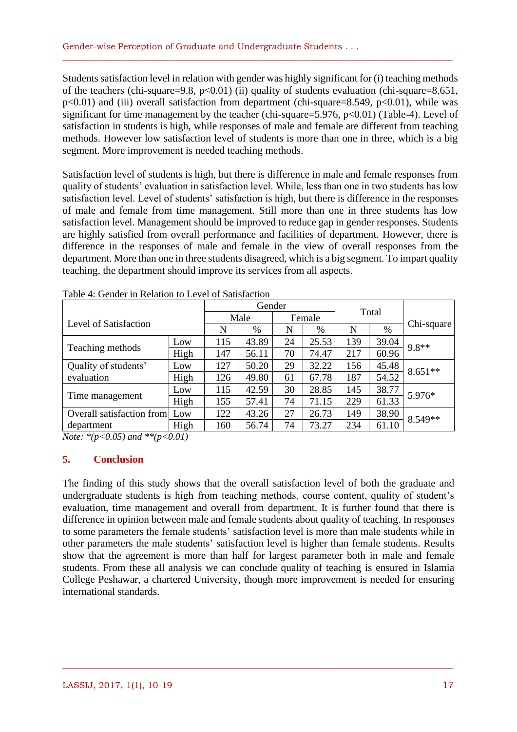Students satisfaction level in relation with gender was highly significant for (i) teaching methods of the teachers (chi-square=9.8, p<0.01) (ii) quality of students evaluation (chi-square=8.651, p<0.01) and (iii) overall satisfaction from department (chi-square=8.549, p<0.01), while was significant for time management by the teacher (chi-square=5.976, p<0.01) (Table-4). Level of satisfaction in students is high, while responses of male and female are different from teaching methods. However low satisfaction level of students is more than one in three, which is a big segment. More improvement is needed teaching methods.

Satisfaction level of students is high, but there is difference in male and female responses from quality of students' evaluation in satisfaction level. While, less than one in two students has low satisfaction level. Level of students' satisfaction is high, but there is difference in the responses of male and female from time management. Still more than one in three students has low satisfaction level. Management should be improved to reduce gap in gender responses. Students are highly satisfied from overall performance and facilities of department. However, there is difference in the responses of male and female in the view of overall responses from the department. More than one in three students disagreed, which is a big segment. To impart quality teaching, the department should improve its services from all aspects.

Table 4: Gender in Relation to Level of Satisfaction

| Level of Satisfaction | | Gender | | | | Total | | Chi-square |
|---|---|---|---|---|---|---|---|---|
| | | Male | | Female | | | | |
| | | N | % | N | % | N | % | |
| Teaching methods | Low | 115 | 43.89 | 24 | 25.53 | 139 | 39.04 | 9.8** |
| | High | 147 | 56.11 | 70 | 74.47 | 217 | 60.96 | |
| Quality of students' evaluation | Low | 127 | 50.20 | 29 | 32.22 | 156 | 45.48 | 8.651** |
| | High | 126 | 49.80 | 61 | 67.78 | 187 | 54.52 | |
| Time management | Low | 115 | 42.59 | 30 | 28.85 | 145 | 38.77 | 5.976* |
| | High | 155 | 57.41 | 74 | 71.15 | 229 | 61.33 | |
| Overall satisfaction from department | Low | 122 | 43.26 | 27 | 26.73 | 149 | 38.90 | 8.549** |
| | High | 160 | 56.74 | 74 | 73.27 | 234 | 61.10 | |

*Note: \*(p<0.05) and \*\*(p<0.01)*

## 5. Conclusion

The finding of this study shows that the overall satisfaction level of both the graduate and undergraduate students is high from teaching methods, course content, quality of student's evaluation, time management and overall from department. It is further found that there is difference in opinion between male and female students about quality of teaching. In responses to some parameters the female students' satisfaction level is more than male students while in other parameters the male students' satisfaction level is higher than female students. Results show that the agreement is more than half for largest parameter both in male and female students. From these all analysis we can conclude quality of teaching is ensured in Islamia College Peshawar, a chartered University, though more improvement is needed for ensuring international standards.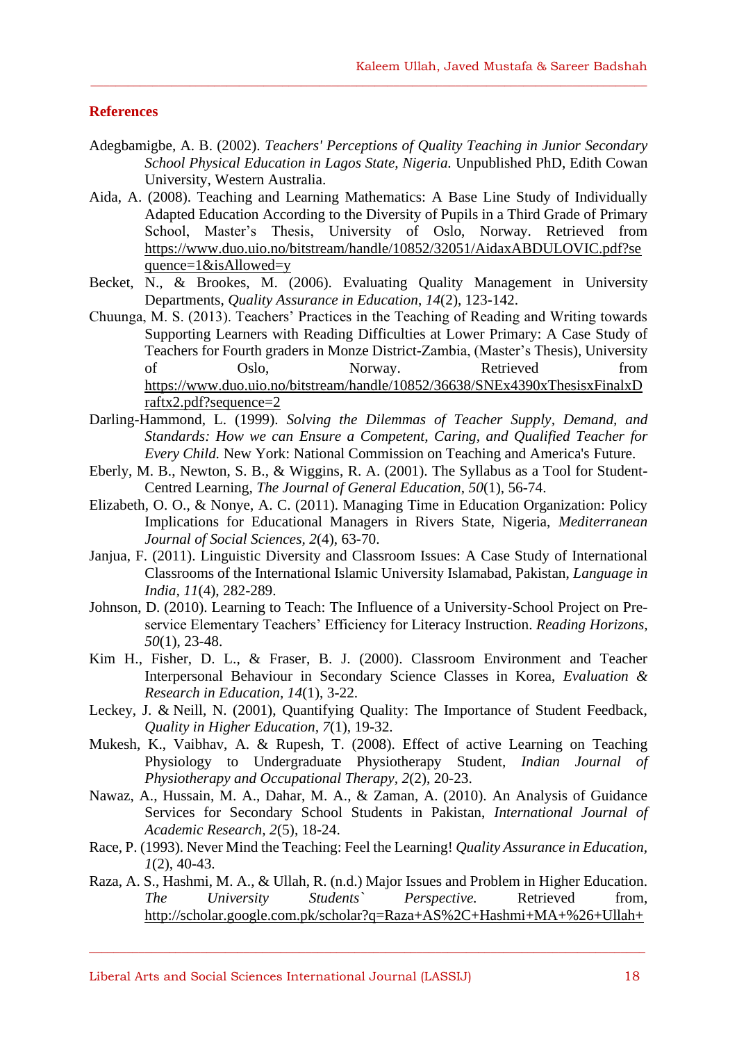## References

Adegbamigbe, A. B. (2002). *Teachers' Perceptions of Quality Teaching in Junior Secondary School Physical Education in Lagos State, Nigeria.* Unpublished PhD, Edith Cowan University, Western Australia.

Aida, A. (2008). Teaching and Learning Mathematics: A Base Line Study of Individually Adapted Education According to the Diversity of Pupils in a Third Grade of Primary School, Master's Thesis, University of Oslo, Norway. Retrieved from https://www.duo.uio.no/bitstream/handle/10852/32051/AidaxABDULOVIC.pdf?sequence=1&isAllowed=y

Becket, N., & Brookes, M. (2006). Evaluating Quality Management in University Departments, *Quality Assurance in Education*, *14*(2), 123-142.

Chuunga, M. S. (2013). Teachers' Practices in the Teaching of Reading and Writing towards Supporting Learners with Reading Difficulties at Lower Primary: A Case Study of Teachers for Fourth graders in Monze District-Zambia, (Master's Thesis), University of Oslo, Norway. Retrieved from https://www.duo.uio.no/bitstream/handle/10852/36638/SNEx4390xThesisxFinalxDraftx2.pdf?sequence=2

Darling-Hammond, L. (1999). *Solving the Dilemmas of Teacher Supply, Demand, and Standards: How we can Ensure a Competent, Caring, and Qualified Teacher for Every Child.* New York: National Commission on Teaching and America's Future.

Eberly, M. B., Newton, S. B., & Wiggins, R. A. (2001). The Syllabus as a Tool for Student-Centred Learning, *The Journal of General Education*, *50*(1), 56-74.

Elizabeth, O. O., & Nonye, A. C. (2011). Managing Time in Education Organization: Policy Implications for Educational Managers in Rivers State, Nigeria, *Mediterranean Journal of Social Sciences*, *2*(4), 63-70.

Janjua, F. (2011). Linguistic Diversity and Classroom Issues: A Case Study of International Classrooms of the International Islamic University Islamabad, Pakistan, *Language in India*, *11*(4), 282-289.

Johnson, D. (2010). Learning to Teach: The Influence of a University-School Project on Pre-service Elementary Teachers' Efficiency for Literacy Instruction. *Reading Horizons*, *50*(1), 23-48.

Kim H., Fisher, D. L., & Fraser, B. J. (2000). Classroom Environment and Teacher Interpersonal Behaviour in Secondary Science Classes in Korea, *Evaluation & Research in Education*, *14*(1), 3-22.

Leckey, J. & Neill, N. (2001), Quantifying Quality: The Importance of Student Feedback, *Quality in Higher Education*, *7*(1), 19-32.

Mukesh, K., Vaibhav, A. & Rupesh, T. (2008). Effect of active Learning on Teaching Physiology to Undergraduate Physiotherapy Student, *Indian Journal of Physiotherapy and Occupational Therapy*, *2*(2), 20-23.

Nawaz, A., Hussain, M. A., Dahar, M. A., & Zaman, A. (2010). An Analysis of Guidance Services for Secondary School Students in Pakistan, *International Journal of Academic Research*, *2*(5), 18-24.

Race, P. (1993). Never Mind the Teaching: Feel the Learning! *Quality Assurance in Education*, *1*(2), 40-43.

Raza, A. S., Hashmi, M. A., & Ullah, R. (n.d.) Major Issues and Problem in Higher Education. *The University Students` Perspective.* Retrieved from, http://scholar.google.com.pk/scholar?q=Raza+AS%2C+Hashmi+MA+%26+Ullah+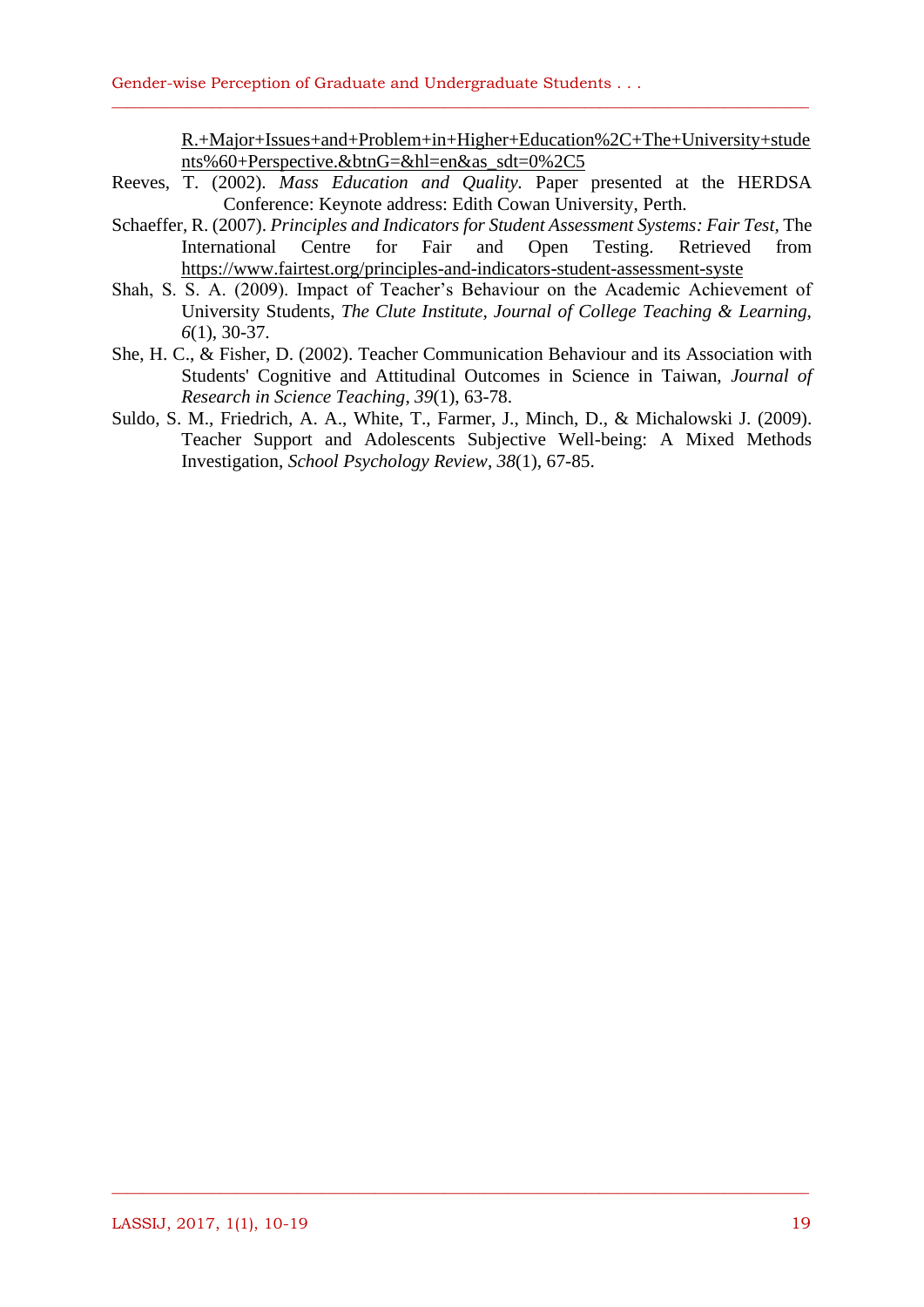R.+Major+Issues+and+Problem+in+Higher+Education%2C+The+University+students%60+Perspective.&btnG=&hl=en&as_sdt=0%2C5

Reeves, T. (2002). *Mass Education and Quality.* Paper presented at the HERDSA Conference: Keynote address: Edith Cowan University, Perth.

Schaeffer, R. (2007). *Principles and Indicators for Student Assessment Systems: Fair Test,* The International Centre for Fair and Open Testing. Retrieved from https://www.fairtest.org/principles-and-indicators-student-assessment-syste

Shah, S. S. A. (2009). Impact of Teacher's Behaviour on the Academic Achievement of University Students, *The Clute Institute, Journal of College Teaching & Learning, 6*(1), 30-37.

She, H. C., & Fisher, D. (2002). Teacher Communication Behaviour and its Association with Students' Cognitive and Attitudinal Outcomes in Science in Taiwan, *Journal of Research in Science Teaching, 39*(1), 63-78.

Suldo, S. M., Friedrich, A. A., White, T., Farmer, J., Minch, D., & Michalowski J. (2009). Teacher Support and Adolescents Subjective Well-being: A Mixed Methods Investigation, *School Psychology Review, 38*(1), 67-85.